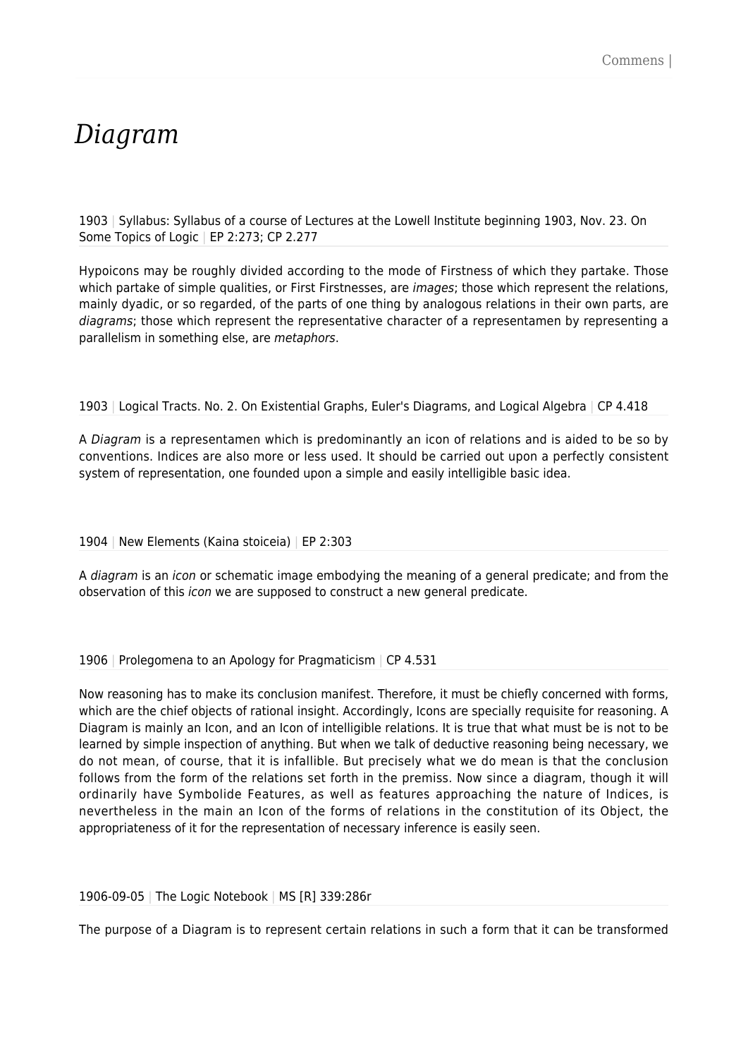# *Diagram*

1903 | Syllabus: Syllabus of a course of Lectures at the Lowell Institute beginning 1903, Nov. 23. On Some Topics of Logic | EP 2:273; CP 2.277

Hypoicons may be roughly divided according to the mode of Firstness of which they partake. Those which partake of simple qualities, or First Firstnesses, are *images*; those which represent the relations, mainly dyadic, or so regarded, of the parts of one thing by analogous relations in their own parts, are *diagrams*; those which represent the representative character of a representamen by representing a parallelism in something else, are *metaphors*.

1903 | Logical Tracts. No. 2. On Existential Graphs, Euler's Diagrams, and Logical Algebra | CP 4.418

A *Diagram* is a representamen which is predominantly an icon of relations and is aided to be so by conventions. Indices are also more or less used. It should be carried out upon a perfectly consistent system of representation, one founded upon a simple and easily intelligible basic idea.

1904 | New Elements (Kaina stoiceia) | EP 2:303

A *diagram* is an *icon* or schematic image embodying the meaning of a general predicate; and from the observation of this *icon* we are supposed to construct a new general predicate.

1906 | Prolegomena to an Apology for Pragmaticism | CP 4.531

Now reasoning has to make its conclusion manifest. Therefore, it must be chiefly concerned with forms, which are the chief objects of rational insight. Accordingly, Icons are specially requisite for reasoning. A Diagram is mainly an Icon, and an Icon of intelligible relations. It is true that what must be is not to be learned by simple inspection of anything. But when we talk of deductive reasoning being necessary, we do not mean, of course, that it is infallible. But precisely what we do mean is that the conclusion follows from the form of the relations set forth in the premiss. Now since a diagram, though it will ordinarily have Symbolide Features, as well as features approaching the nature of Indices, is nevertheless in the main an Icon of the forms of relations in the constitution of its Object, the appropriateness of it for the representation of necessary inference is easily seen.

1906-09-05 | The Logic Notebook | MS [R] 339:286r

The purpose of a Diagram is to represent certain relations in such a form that it can be transformed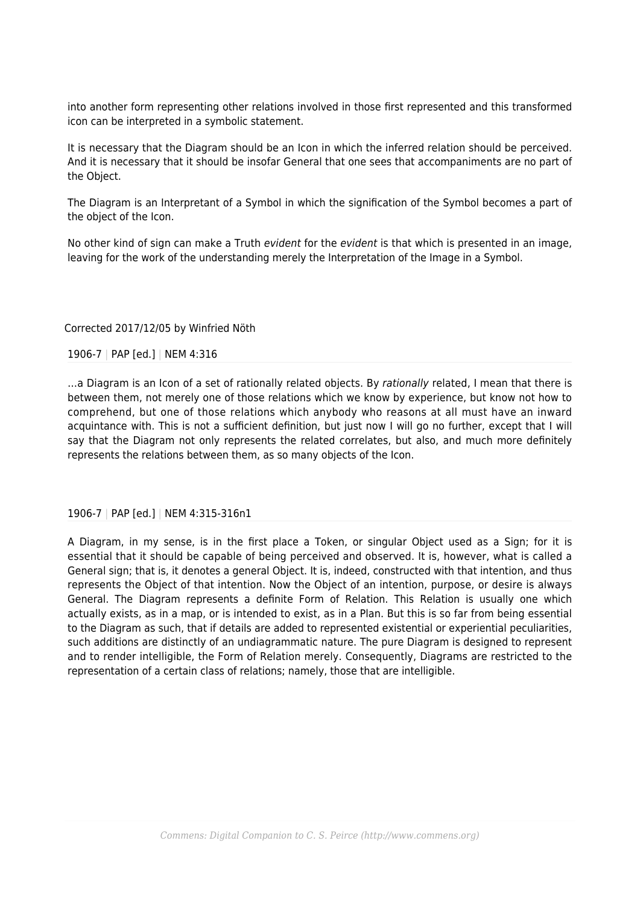into another form representing other relations involved in those first represented and this transformed icon can be interpreted in a symbolic statement.

It is necessary that the Diagram should be an Icon in which the inferred relation should be perceived. And it is necessary that it should be insofar General that one sees that accompaniments are no part of the Object.

The Diagram is an Interpretant of a Symbol in which the signification of the Symbol becomes a part of the object of the Icon.

No other kind of sign can make a Truth *evident* for the *evident* is that which is presented in an image, leaving for the work of the understanding merely the Interpretation of the Image in a Symbol.

Corrected 2017/12/05 by Winfried Nöth

1906-7 | PAP [ed.] | NEM 4:316

…a Diagram is an Icon of a set of rationally related objects. By *rationally* related, I mean that there is between them, not merely one of those relations which we know by experience, but know not how to comprehend, but one of those relations which anybody who reasons at all must have an inward acquintance with. This is not a sufficient definition, but just now I will go no further, except that I will say that the Diagram not only represents the related correlates, but also, and much more definitely represents the relations between them, as so many objects of the Icon.

1906-7 | PAP [ed.] | NEM 4:315-316n1

A Diagram, in my sense, is in the first place a Token, or singular Object used as a Sign; for it is essential that it should be capable of being perceived and observed. It is, however, what is called a General sign; that is, it denotes a general Object. It is, indeed, constructed with that intention, and thus represents the Object of that intention. Now the Object of an intention, purpose, or desire is always General. The Diagram represents a definite Form of Relation. This Relation is usually one which actually exists, as in a map, or is intended to exist, as in a Plan. But this is so far from being essential to the Diagram as such, that if details are added to represented existential or experiential peculiarities, such additions are distinctly of an undiagrammatic nature. The pure Diagram is designed to represent and to render intelligible, the Form of Relation merely. Consequently, Diagrams are restricted to the representation of a certain class of relations; namely, those that are intelligible.